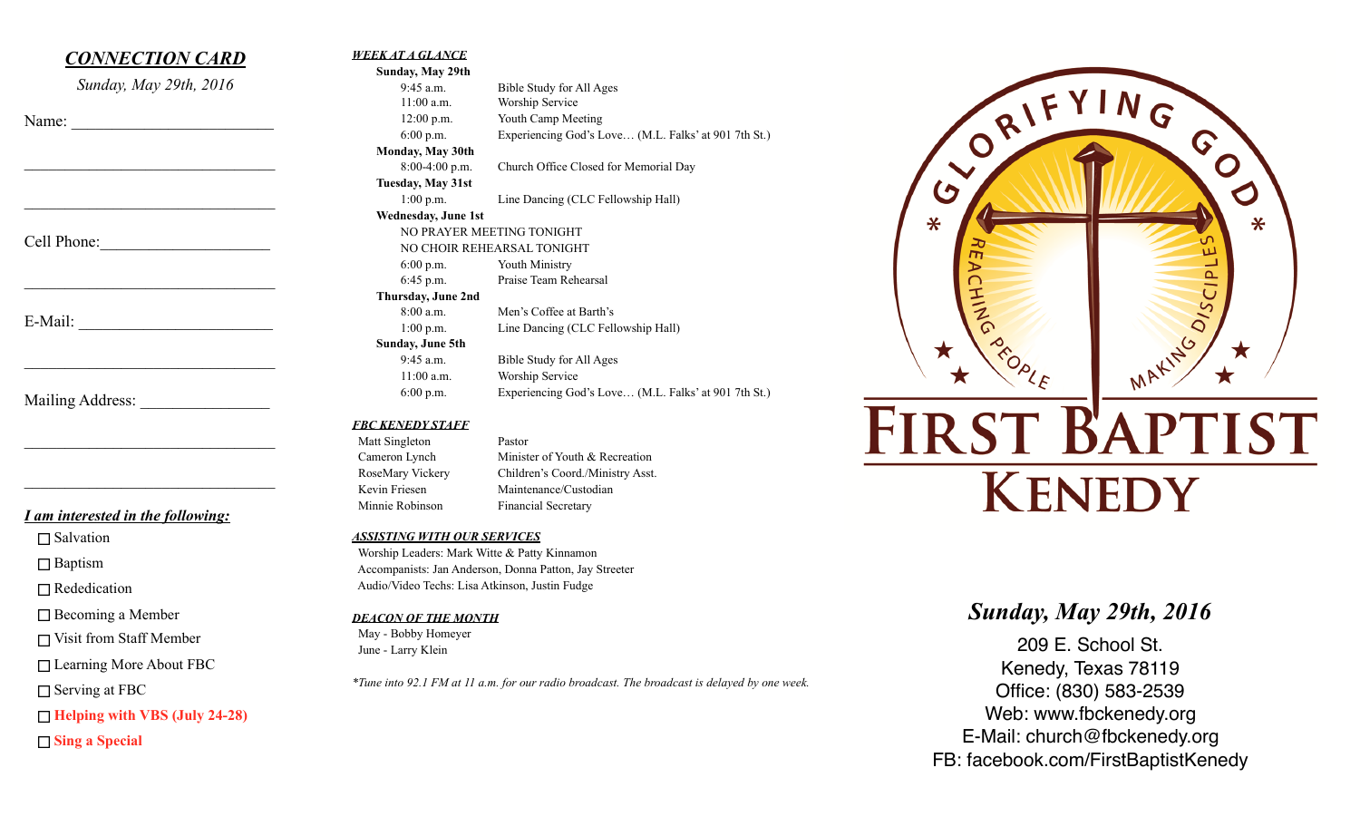## *CONNECTION CARD*

*Sunday, May 29th, 2016*

Name: ________________________

________________________________

________________________________

Cell Phone: ____________________

________________________________

E-Mail: _______________________

________________________________

Mailing Address: _______________

________________________________

________________________________

***I am interested in the following:***

- ☐ Salvation
- ☐ Baptism
- ☐ Rededication
- ☐ Becoming a Member
- ☐ Visit from Staff Member
- ☐ Learning More About FBC
- ☐ Serving at FBC
- ☐ **Helping with VBS (July 24-28)**
- ☐ **Sing a Special**

### ***WEEK AT A GLANCE***

**Sunday, May 29th**

| | |
|---|---|
| 9:45 a.m. | Bible Study for All Ages |
| 11:00 a.m. | Worship Service |
| 12:00 p.m. | Youth Camp Meeting |
| 6:00 p.m. | Experiencing God's Love… (M.L. Falks' at 901 7th St.) |

**Monday, May 30th**

| | |
|---|---|
| 8:00-4:00 p.m. | Church Office Closed for Memorial Day |

**Tuesday, May 31st**

| | |
|---|---|
| 1:00 p.m. | Line Dancing (CLC Fellowship Hall) |

**Wednesday, June 1st**

NO PRAYER MEETING TONIGHT
NO CHOIR REHEARSAL TONIGHT

| | |
|---|---|
| 6:00 p.m. | Youth Ministry |
| 6:45 p.m. | Praise Team Rehearsal |

**Thursday, June 2nd**

| | |
|---|---|
| 8:00 a.m. | Men's Coffee at Barth's |
| 1:00 p.m. | Line Dancing (CLC Fellowship Hall) |

**Sunday, June 5th**

| | |
|---|---|
| 9:45 a.m. | Bible Study for All Ages |
| 11:00 a.m. | Worship Service |
| 6:00 p.m. | Experiencing God's Love… (M.L. Falks' at 901 7th St.) |

### ***FBC KENEDY STAFF***

| | |
|---|---|
| Matt Singleton | Pastor |
| Cameron Lynch | Minister of Youth & Recreation |
| RoseMary Vickery | Children's Coord./Ministry Asst. |
| Kevin Friesen | Maintenance/Custodian |
| Minnie Robinson | Financial Secretary |

### ***ASSISTING WITH OUR SERVICES***

Worship Leaders: Mark Witte & Patty Kinnamon
Accompanists: Jan Anderson, Donna Patton, Jay Streeter
Audio/Video Techs: Lisa Atkinson, Justin Fudge

### ***DEACON OF THE MONTH***

May - Bobby Homeyer
June - Larry Klein

*\*Tune into 92.1 FM at 11 a.m. for our radio broadcast. The broadcast is delayed by one week.*

GLORIFYING GOD * REACHING PEOPLE * MAKING DISCIPLES

# FIRST BAPTIST KENEDY

## *Sunday, May 29th, 2016*

209 E. School St.
Kenedy, Texas 78119
Office: (830) 583-2539
Web: www.fbckenedy.org
E-Mail: church@fbckenedy.org
FB: facebook.com/FirstBaptistKenedy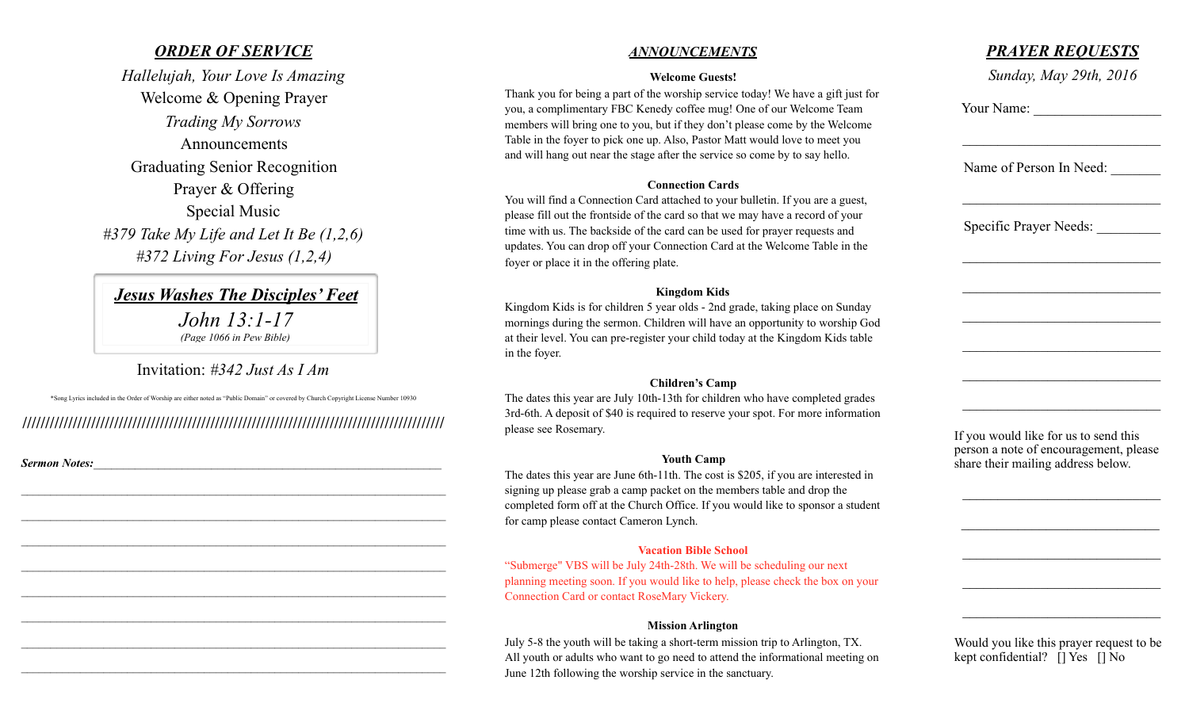## ***ORDER OF SERVICE***

*Hallelujah, Your Love Is Amazing*

Welcome & Opening Prayer

*Trading My Sorrows*

Announcements

Graduating Senior Recognition

Prayer & Offering

Special Music

*#379 Take My Life and Let It Be (1,2,6)*

*#372 Living For Jesus (1,2,4)*

***Jesus Washes The Disciples' Feet***

*John 13:1-17*

*(Page 1066 in Pew Bible)*

Invitation: *#342 Just As I Am*

*Song Lyrics included in the Order of Worship are either noted as "Public Domain" or covered by Church Copyright License Number 10930

///////////////////////////////////////////////////////////////////////////////////////////

***Sermon Notes:***___________________________________________________________

_____________________________________________________________________

_____________________________________________________________________

_____________________________________________________________________

_____________________________________________________________________

_____________________________________________________________________

_____________________________________________________________________

_____________________________________________________________________

_____________________________________________________________________

## ***ANNOUNCEMENTS***

**Welcome Guests!**

Thank you for being a part of the worship service today! We have a gift just for you, a complimentary FBC Kenedy coffee mug! One of our Welcome Team members will bring one to you, but if they don't please come by the Welcome Table in the foyer to pick one up. Also, Pastor Matt would love to meet you and will hang out near the stage after the service so come by to say hello.

**Connection Cards**

You will find a Connection Card attached to your bulletin. If you are a guest, please fill out the frontside of the card so that we may have a record of your time with us. The backside of the card can be used for prayer requests and updates. You can drop off your Connection Card at the Welcome Table in the foyer or place it in the offering plate.

**Kingdom Kids**

Kingdom Kids is for children 5 year olds - 2nd grade, taking place on Sunday mornings during the sermon. Children will have an opportunity to worship God at their level. You can pre-register your child today at the Kingdom Kids table in the foyer.

**Children's Camp**

The dates this year are July 10th-13th for children who have completed grades 3rd-6th. A deposit of $40 is required to reserve your spot. For more information please see Rosemary.

**Youth Camp**

The dates this year are June 6th-11th. The cost is $205, if you are interested in signing up please grab a camp packet on the members table and drop the completed form off at the Church Office. If you would like to sponsor a student for camp please contact Cameron Lynch.

**Vacation Bible School**

"Submerge" VBS will be July 24th-28th. We will be scheduling our next planning meeting soon. If you would like to help, please check the box on your Connection Card or contact RoseMary Vickery.

**Mission Arlington**

July 5-8 the youth will be taking a short-term mission trip to Arlington, TX. All youth or adults who want to go need to attend the informational meeting on June 12th following the worship service in the sanctuary.

## ***PRAYER REQUESTS***

*Sunday, May 29th, 2016*

Your Name: ___________________

___________________________

Name of Person In Need: _______

___________________________

Specific Prayer Needs: _________

___________________________

___________________________

___________________________

___________________________

___________________________

___________________________

If you would like for us to send this person a note of encouragement, please share their mailing address below.

___________________________

___________________________

___________________________

___________________________

___________________________

Would you like this prayer request to be kept confidential?   [] Yes   [] No